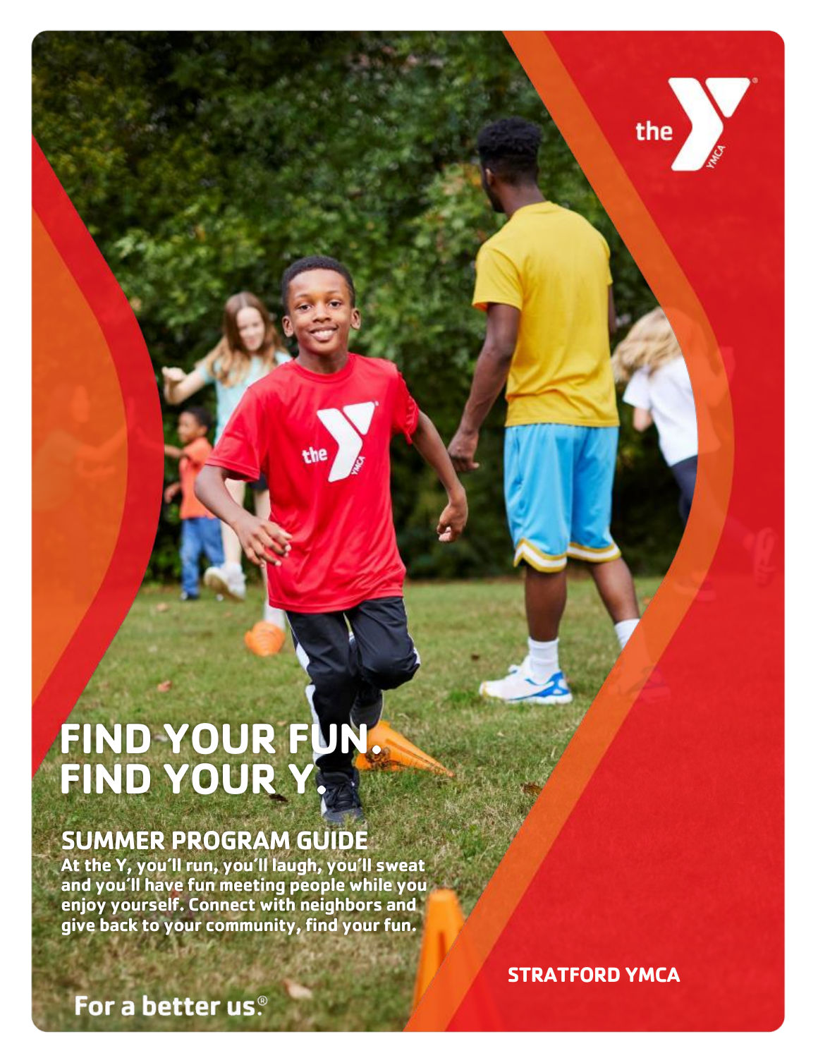# FIND YOUR FUN. FIND YOUR Y.

## SUMMER PROGRAM GUIDE

**At the Y, you'll run, you'll laugh, you'll sweat and you'll have fun meeting people while you enjoy yourself. Connect with neighbors and give back to your community, find your fun.**

**STRATFORD YMCA**

For a better us.®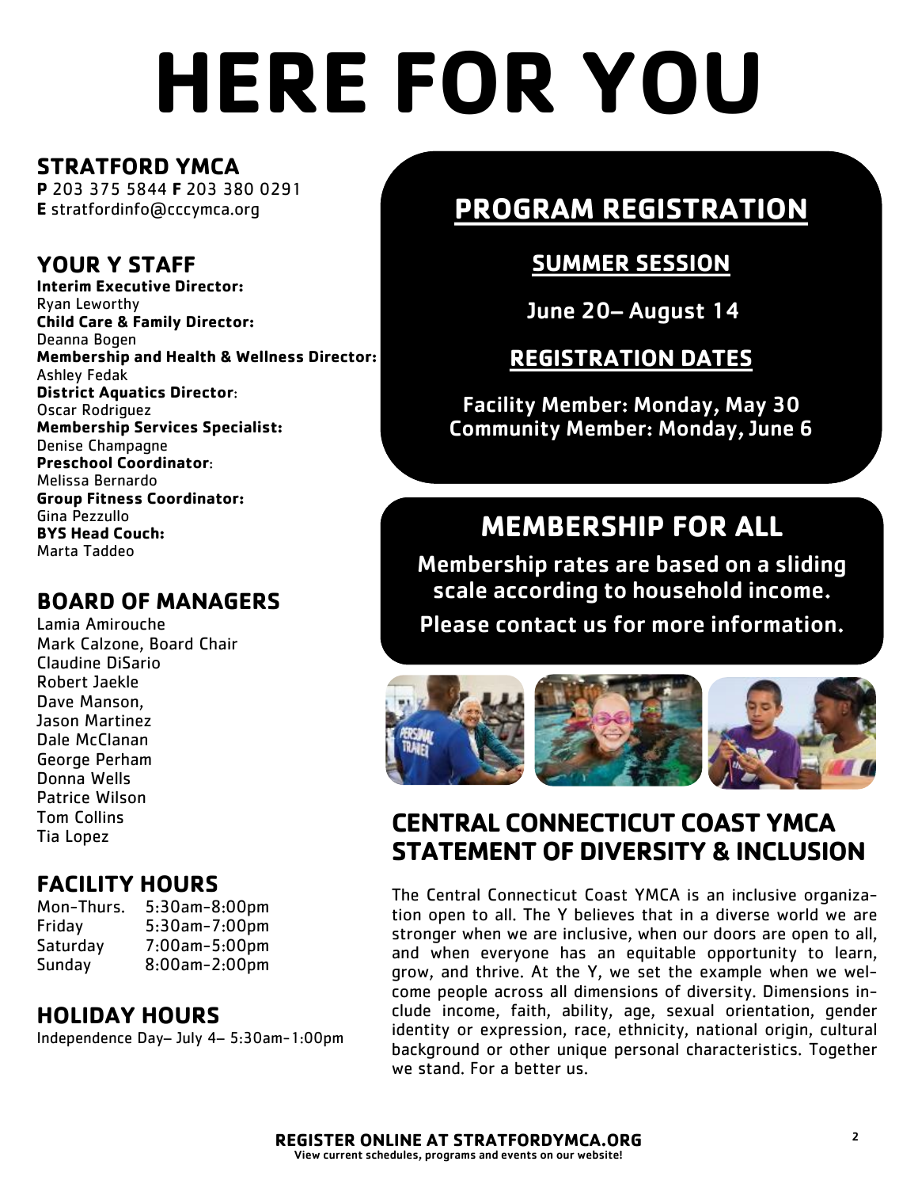# HERE FOR YOU

## STRATFORD YMCA

**P** 203 375 5844 **F** 203 380 0291
**E** stratfordinfo@cccymca.org

## YOUR Y STAFF

**Interim Executive Director:**
Ryan Leworthy
**Child Care & Family Director:**
Deanna Bogen
**Membership and Health & Wellness Director:**
Ashley Fedak
**District Aquatics Director**:
Oscar Rodriguez
**Membership Services Specialist:**
Denise Champagne
**Preschool Coordinator**:
Melissa Bernardo
**Group Fitness Coordinator:**
Gina Pezzullo
**BYS Head Couch:**
Marta Taddeo

## BOARD OF MANAGERS

Lamia Amirouche
Mark Calzone, Board Chair
Claudine DiSario
Robert Jaekle
Dave Manson,
Jason Martinez
Dale McClanan
George Perham
Donna Wells
Patrice Wilson
Tom Collins
Tia Lopez

## FACILITY HOURS

| | |
|---|---|
| Mon-Thurs. | 5:30am-8:00pm |
| Friday | 5:30am-7:00pm |
| Saturday | 7:00am-5:00pm |
| Sunday | 8:00am-2:00pm |

## HOLIDAY HOURS

Independence Day– July 4– 5:30am-1:00pm

## PROGRAM REGISTRATION

### SUMMER SESSION

**June 20– August 14**

### REGISTRATION DATES

**Facility Member: Monday, May 30**
**Community Member: Monday, June 6**

## MEMBERSHIP FOR ALL

**Membership rates are based on a sliding scale according to household income.**

**Please contact us for more information.**

## CENTRAL CONNECTICUT COAST YMCA STATEMENT OF DIVERSITY & INCLUSION

The Central Connecticut Coast YMCA is an inclusive organization open to all. The Y believes that in a diverse world we are stronger when we are inclusive, when our doors are open to all, and when everyone has an equitable opportunity to learn, grow, and thrive. At the Y, we set the example when we welcome people across all dimensions of diversity. Dimensions include income, faith, ability, age, sexual orientation, gender identity or expression, race, ethnicity, national origin, cultural background or other unique personal characteristics. Together we stand. For a better us.

**REGISTER ONLINE AT STRATFORDYMCA.ORG**
**View current schedules, programs and events on our website!**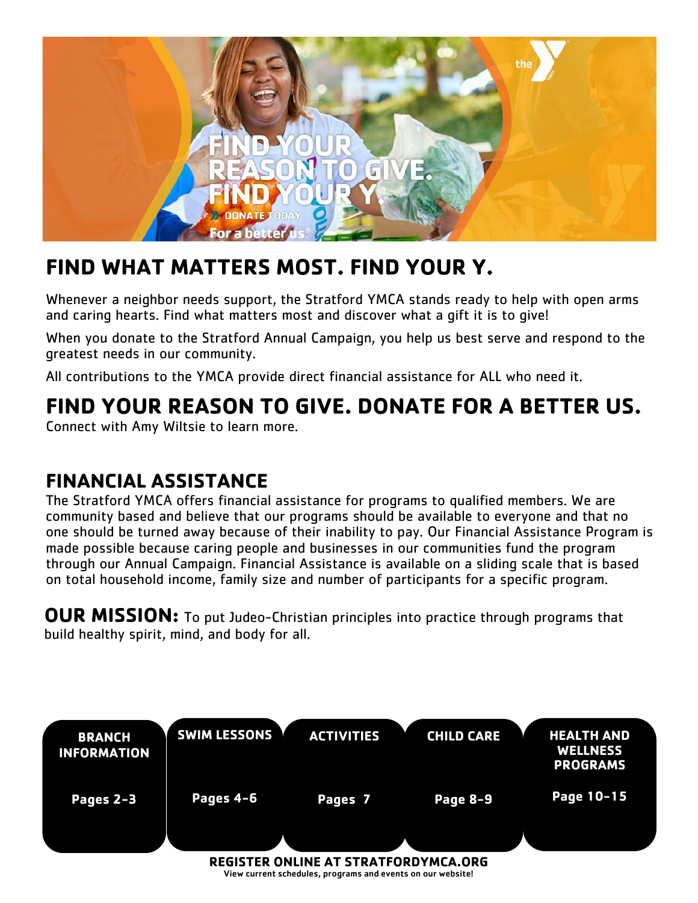FIND YOUR REASON TO GIVE. FIND YOUR Y.

DONATE TODAY

For a better us.

## FIND WHAT MATTERS MOST. FIND YOUR Y.

Whenever a neighbor needs support, the Stratford YMCA stands ready to help with open arms and caring hearts. Find what matters most and discover what a gift it is to give!

When you donate to the Stratford Annual Campaign, you help us best serve and respond to the greatest needs in our community.

All contributions to the YMCA provide direct financial assistance for ALL who need it.

## FIND YOUR REASON TO GIVE. DONATE FOR A BETTER US.

Connect with Amy Wiltsie to learn more.

## FINANCIAL ASSISTANCE

The Stratford YMCA offers financial assistance for programs to qualified members. We are community based and believe that our programs should be available to everyone and that no one should be turned away because of their inability to pay. Our Financial Assistance Program is made possible because caring people and businesses in our communities fund the program through our Annual Campaign. Financial Assistance is available on a sliding scale that is based on total household income, family size and number of participants for a specific program.

**OUR MISSION:** To put Judeo-Christian principles into practice through programs that build healthy spirit, mind, and body for all.

| BRANCH INFORMATION | SWIM LESSONS | ACTIVITIES | CHILD CARE | HEALTH AND WELLNESS PROGRAMS |
|---|---|---|---|---|
| Pages 2-3 | Pages 4-6 | Pages 7 | Page 8-9 | Page 10-15 |

**REGISTER ONLINE AT STRATFORDYMCA.ORG**

**View current schedules, programs and events on our website!**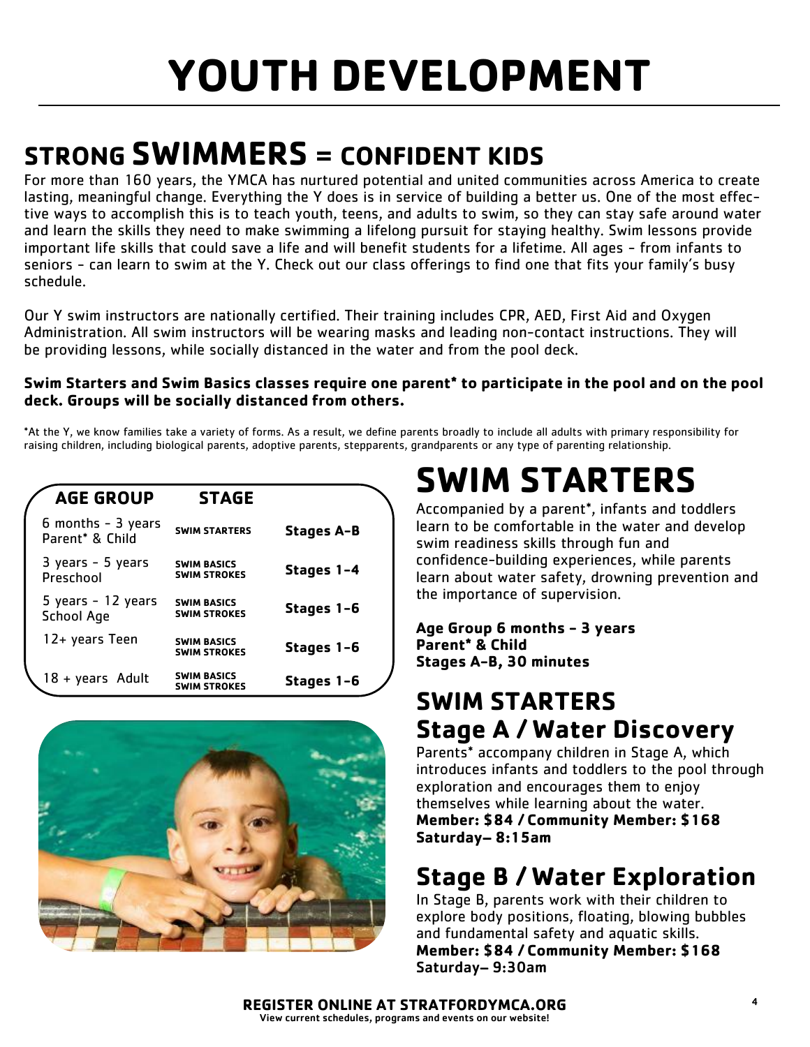# YOUTH DEVELOPMENT

## STRONG SWIMMERS = CONFIDENT KIDS

For more than 160 years, the YMCA has nurtured potential and united communities across America to create lasting, meaningful change. Everything the Y does is in service of building a better us. One of the most effective ways to accomplish this is to teach youth, teens, and adults to swim, so they can stay safe around water and learn the skills they need to make swimming a lifelong pursuit for staying healthy. Swim lessons provide important life skills that could save a life and will benefit students for a lifetime. All ages - from infants to seniors - can learn to swim at the Y. Check out our class offerings to find one that fits your family's busy schedule.

Our Y swim instructors are nationally certified. Their training includes CPR, AED, First Aid and Oxygen Administration. All swim instructors will be wearing masks and leading non-contact instructions. They will be providing lessons, while socially distanced in the water and from the pool deck.

**Swim Starters and Swim Basics classes require one parent* to participate in the pool and on the pool deck. Groups will be socially distanced from others.**

*At the Y, we know families take a variety of forms. As a result, we define parents broadly to include all adults with primary responsibility for raising children, including biological parents, adoptive parents, stepparents, grandparents or any type of parenting relationship.

| AGE GROUP | STAGE | |
|---|---|---|
| 6 months - 3 years Parent* & Child | SWIM STARTERS | Stages A-B |
| 3 years - 5 years Preschool | SWIM BASICS SWIM STROKES | Stages 1-4 |
| 5 years - 12 years School Age | SWIM BASICS SWIM STROKES | Stages 1-6 |
| 12+ years Teen | SWIM BASICS SWIM STROKES | Stages 1-6 |
| 18 + years Adult | SWIM BASICS SWIM STROKES | Stages 1-6 |

# SWIM STARTERS

Accompanied by a parent*, infants and toddlers learn to be comfortable in the water and develop swim readiness skills through fun and confidence-building experiences, while parents learn about water safety, drowning prevention and the importance of supervision.

**Age Group 6 months - 3 years**
**Parent* & Child**
**Stages A-B, 30 minutes**

## SWIM STARTERS Stage A / Water Discovery

Parents* accompany children in Stage A, which introduces infants and toddlers to the pool through exploration and encourages them to enjoy themselves while learning about the water.
**Member: $84 / Community Member: $168**
**Saturday– 8:15am**

## Stage B / Water Exploration

In Stage B, parents work with their children to explore body positions, floating, blowing bubbles and fundamental safety and aquatic skills.
**Member: $84 / Community Member: $168**
**Saturday– 9:30am**

**REGISTER ONLINE AT STRATFORDYMCA.ORG**
View current schedules, programs and events on our website!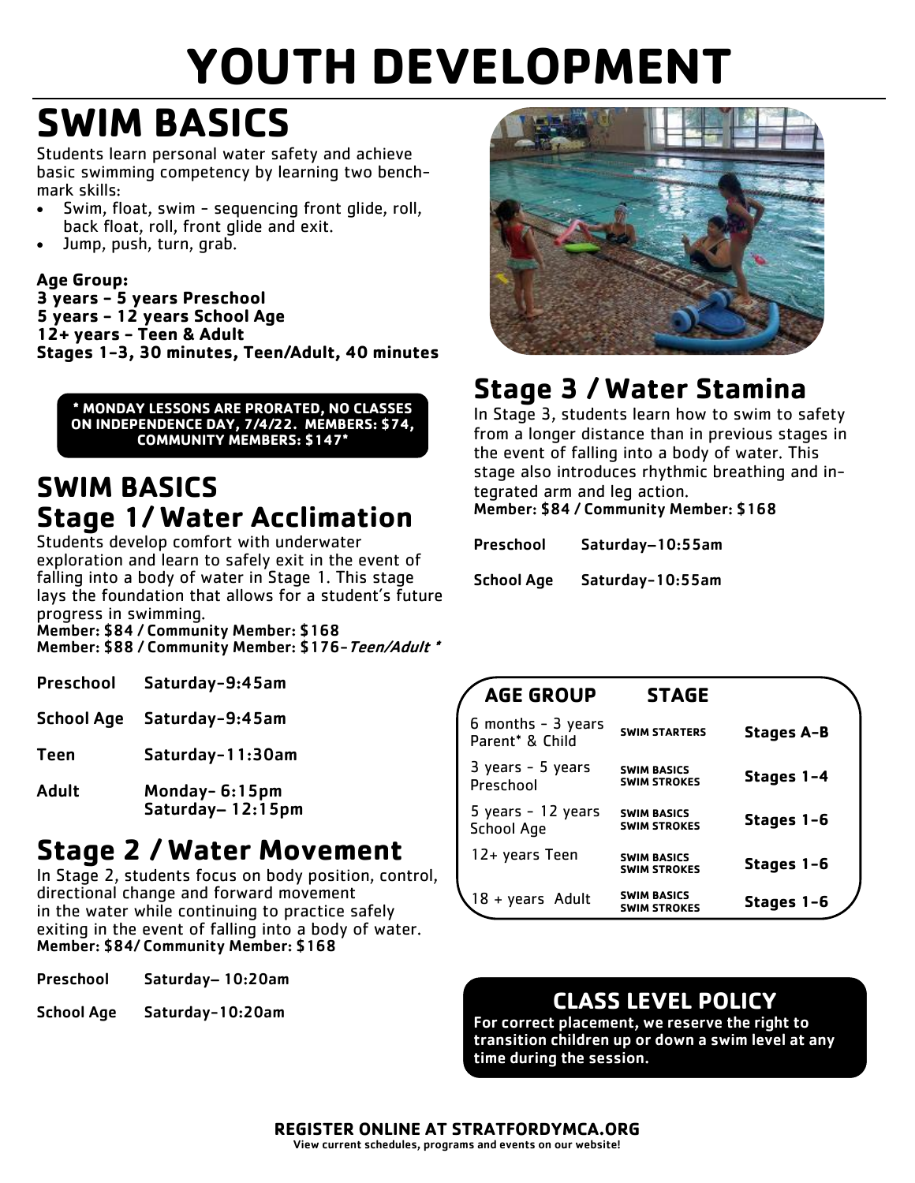# YOUTH DEVELOPMENT

## SWIM BASICS

Students learn personal water safety and achieve basic swimming competency by learning two benchmark skills:

- Swim, float, swim - sequencing front glide, roll, back float, roll, front glide and exit.
- Jump, push, turn, grab.

**Age Group:**
**3 years - 5 years Preschool**
**5 years - 12 years School Age**
**12+ years - Teen & Adult**
**Stages 1-3, 30 minutes, Teen/Adult, 40 minutes**

**\* MONDAY LESSONS ARE PRORATED, NO CLASSES ON INDEPENDENCE DAY, 7/4/22. MEMBERS: $74, COMMUNITY MEMBERS: $147\***

## SWIM BASICS
## Stage 1/ Water Acclimation

Students develop comfort with underwater exploration and learn to safely exit in the event of falling into a body of water in Stage 1. This stage lays the foundation that allows for a student's future progress in swimming.
**Member: $84 / Community Member: $168**
**Member: $88 / Community Member: $176-*Teen/Adult \****

| | |
|---|---|
| **Preschool** | **Saturday-9:45am** |
| **School Age** | **Saturday-9:45am** |
| **Teen** | **Saturday-11:30am** |
| **Adult** | **Monday- 6:15pm Saturday– 12:15pm** |

## Stage 2 / Water Movement

In Stage 2, students focus on body position, control, directional change and forward movement in the water while continuing to practice safely exiting in the event of falling into a body of water.
**Member: $84/ Community Member: $168**

| | |
|---|---|
| **Preschool** | **Saturday– 10:20am** |
| **School Age** | **Saturday-10:20am** |

## Stage 3 / Water Stamina

In Stage 3, students learn how to swim to safety from a longer distance than in previous stages in the event of falling into a body of water. This stage also introduces rhythmic breathing and integrated arm and leg action.
**Member: $84 / Community Member: $168**

| | |
|---|---|
| **Preschool** | **Saturday—10:55am** |
| **School Age** | **Saturday-10:55am** |

| AGE GROUP | STAGE | |
|---|---|---|
| 6 months - 3 years Parent* & Child | SWIM STARTERS | **Stages A-B** |
| 3 years - 5 years Preschool | SWIM BASICS SWIM STROKES | **Stages 1-4** |
| 5 years - 12 years School Age | SWIM BASICS SWIM STROKES | **Stages 1-6** |
| 12+ years Teen | SWIM BASICS SWIM STROKES | **Stages 1-6** |
| 18 + years Adult | SWIM BASICS SWIM STROKES | **Stages 1-6** |

### CLASS LEVEL POLICY

**For correct placement, we reserve the right to transition children up or down a swim level at any time during the session.**

**REGISTER ONLINE AT STRATFORDYMCA.ORG**
**View current schedules, programs and events on our website!**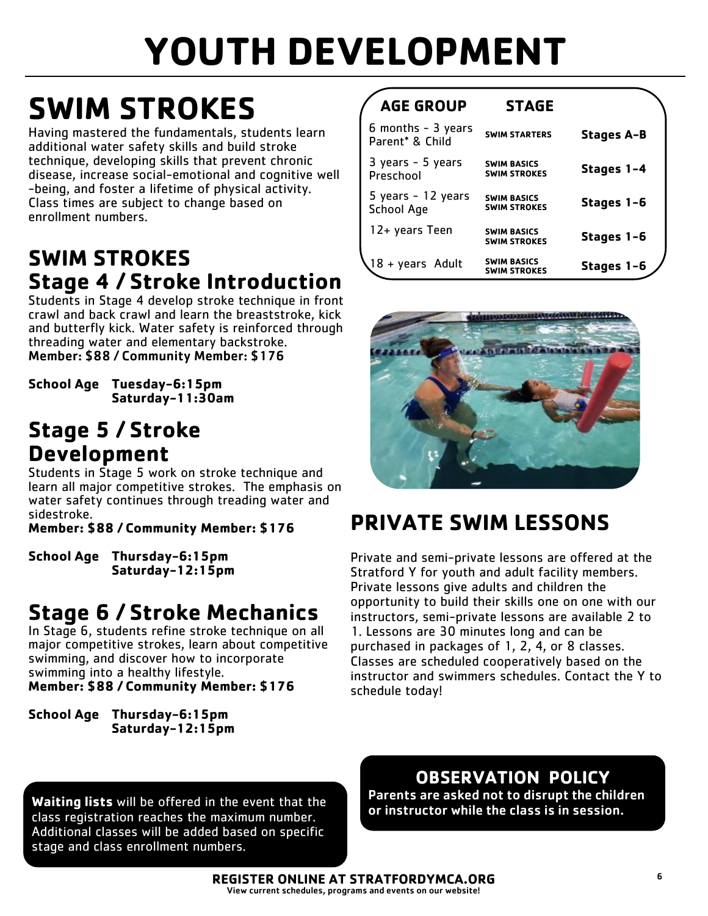# YOUTH DEVELOPMENT

## SWIM STROKES

Having mastered the fundamentals, students learn additional water safety skills and build stroke technique, developing skills that prevent chronic disease, increase social-emotional and cognitive well-being, and foster a lifetime of physical activity. Class times are subject to change based on enrollment numbers.

| AGE GROUP | STAGE | |
|---|---|---|
| 6 months - 3 years Parent* & Child | SWIM STARTERS | Stages A-B |
| 3 years - 5 years Preschool | SWIM BASICS SWIM STROKES | Stages 1-4 |
| 5 years - 12 years School Age | SWIM BASICS SWIM STROKES | Stages 1-6 |
| 12+ years Teen | SWIM BASICS SWIM STROKES | Stages 1-6 |
| 18 + years Adult | SWIM BASICS SWIM STROKES | Stages 1-6 |

### SWIM STROKES Stage 4 / Stroke Introduction

Students in Stage 4 develop stroke technique in front crawl and back crawl and learn the breaststroke, kick and butterfly kick. Water safety is reinforced through threading water and elementary backstroke.
**Member: $88 / Community Member: $176**

**School Age Tuesday-6:15pm**
**Saturday-11:30am**

### Stage 5 / Stroke Development

Students in Stage 5 work on stroke technique and learn all major competitive strokes. The emphasis on water safety continues through treading water and sidestroke.
**Member: $88 / Community Member: $176**

**School Age Thursday-6:15pm**
**Saturday-12:15pm**

### Stage 6 / Stroke Mechanics

In Stage 6, students refine stroke technique on all major competitive strokes, learn about competitive swimming, and discover how to incorporate swimming into a healthy lifestyle.
**Member: $88 / Community Member: $176**

**School Age Thursday-6:15pm**
**Saturday-12:15pm**

## PRIVATE SWIM LESSONS

Private and semi-private lessons are offered at the Stratford Y for youth and adult facility members. Private lessons give adults and children the opportunity to build their skills one on one with our instructors, semi-private lessons are available 2 to 1. Lessons are 30 minutes long and can be purchased in packages of 1, 2, 4, or 8 classes. Classes are scheduled cooperatively based on the instructor and swimmers schedules. Contact the Y to schedule today!

**Waiting lists** will be offered in the event that the class registration reaches the maximum number. Additional classes will be added based on specific stage and class enrollment numbers.

### OBSERVATION POLICY

**Parents are asked not to disrupt the children or instructor while the class is in session.**

**REGISTER ONLINE AT STRATFORDYMCA.ORG**
**View current schedules, programs and events on our website!**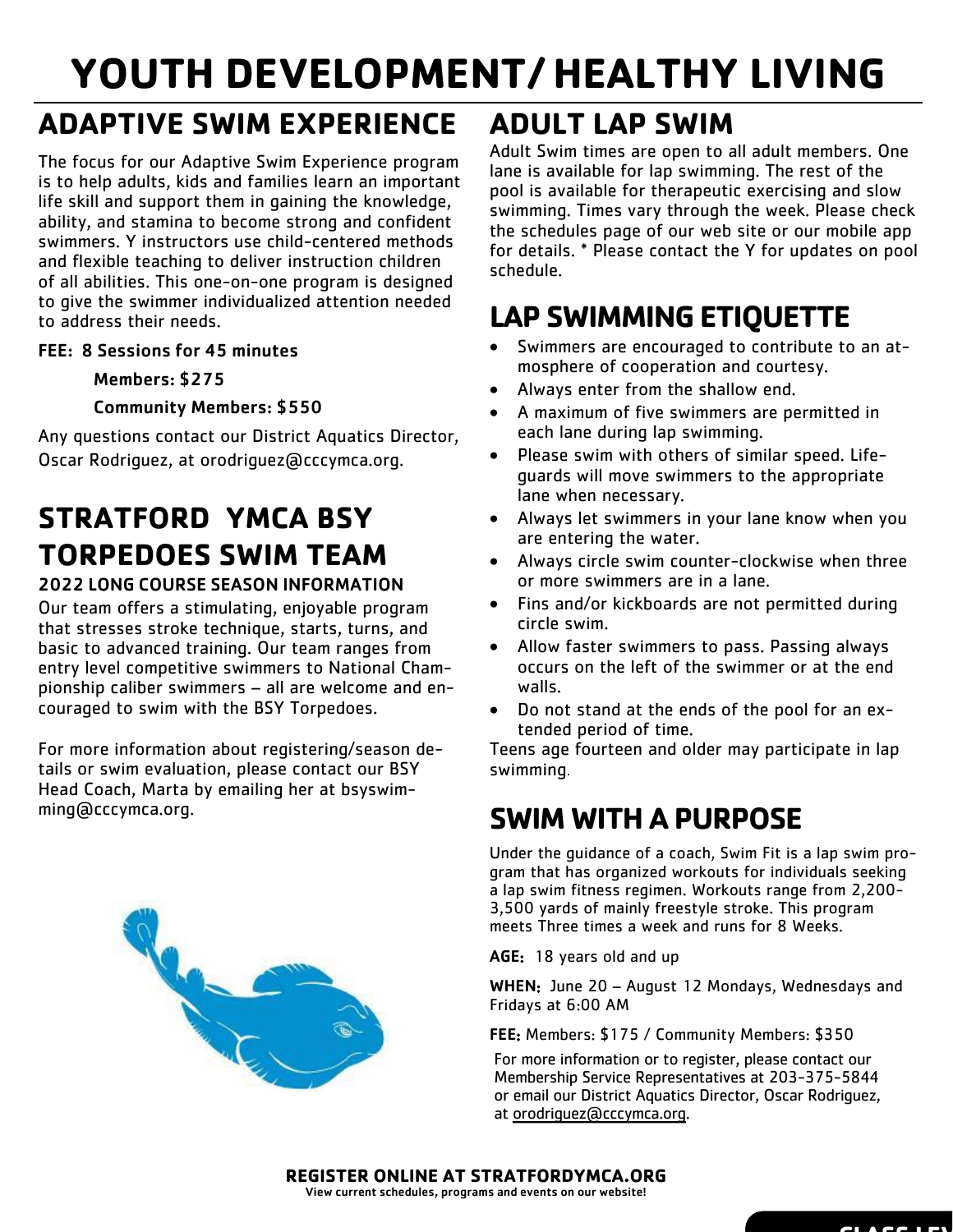# YOUTH DEVELOPMENT/ HEALTHY LIVING

## ADAPTIVE SWIM EXPERIENCE

The focus for our Adaptive Swim Experience program is to help adults, kids and families learn an important life skill and support them in gaining the knowledge, ability, and stamina to become strong and confident swimmers. Y instructors use child-centered methods and flexible teaching to deliver instruction children of all abilities. This one-on-one program is designed to give the swimmer individualized attention needed to address their needs.

**FEE: 8 Sessions for 45 minutes**

**Members: $275**

**Community Members: $550**

Any questions contact our District Aquatics Director, Oscar Rodriguez, at orodriguez@cccymca.org.

## STRATFORD YMCA BSY TORPEDOES SWIM TEAM

### 2022 LONG COURSE SEASON INFORMATION

Our team offers a stimulating, enjoyable program that stresses stroke technique, starts, turns, and basic to advanced training. Our team ranges from entry level competitive swimmers to National Championship caliber swimmers – all are welcome and encouraged to swim with the BSY Torpedoes.

For more information about registering/season details or swim evaluation, please contact our BSY Head Coach, Marta by emailing her at bsyswimming@cccymca.org.

## ADULT LAP SWIM

Adult Swim times are open to all adult members. One lane is available for lap swimming. The rest of the pool is available for therapeutic exercising and slow swimming. Times vary through the week. Please check the schedules page of our web site or our mobile app for details. * Please contact the Y for updates on pool schedule.

## LAP SWIMMING ETIQUETTE

- Swimmers are encouraged to contribute to an atmosphere of cooperation and courtesy.
- Always enter from the shallow end.
- A maximum of five swimmers are permitted in each lane during lap swimming.
- Please swim with others of similar speed. Lifeguards will move swimmers to the appropriate lane when necessary.
- Always let swimmers in your lane know when you are entering the water.
- Always circle swim counter-clockwise when three or more swimmers are in a lane.
- Fins and/or kickboards are not permitted during circle swim.
- Allow faster swimmers to pass. Passing always occurs on the left of the swimmer or at the end walls.
- Do not stand at the ends of the pool for an extended period of time.

Teens age fourteen and older may participate in lap swimming.

## SWIM WITH A PURPOSE

Under the guidance of a coach, Swim Fit is a lap swim program that has organized workouts for individuals seeking a lap swim fitness regimen. Workouts range from 2,200-3,500 yards of mainly freestyle stroke. This program meets Three times a week and runs for 8 Weeks.

**AGE:** 18 years old and up

**WHEN:** June 20 – August 12 Mondays, Wednesdays and Fridays at 6:00 AM

**FEE:** Members: $175 / Community Members: $350

For more information or to register, please contact our Membership Service Representatives at 203-375-5844 or email our District Aquatics Director, Oscar Rodriguez, at orodriguez@cccymca.org.

**REGISTER ONLINE AT STRATFORDYMCA.ORG**

**View current schedules, programs and events on our website!**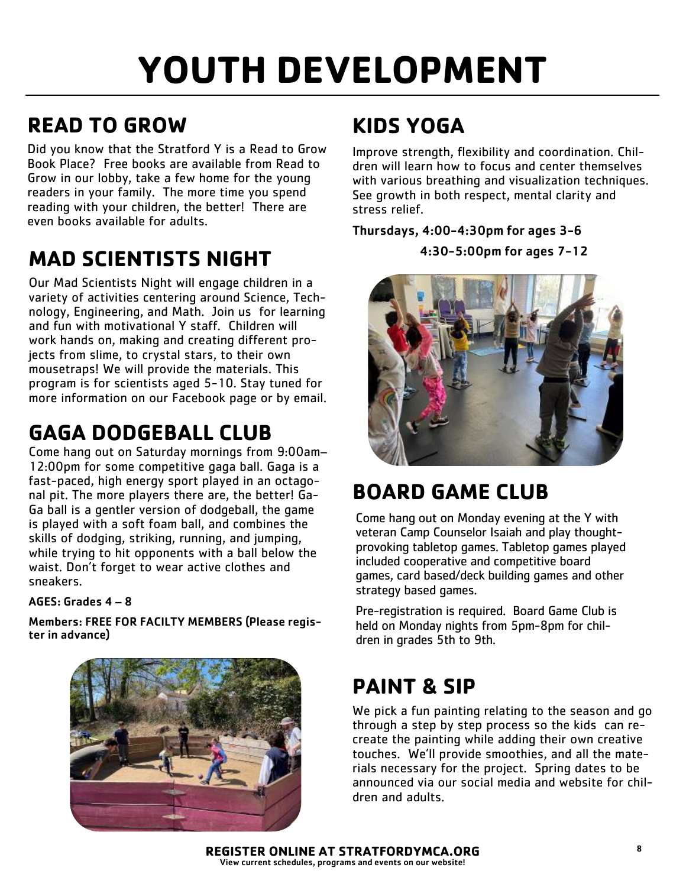# YOUTH DEVELOPMENT

## READ TO GROW

Did you know that the Stratford Y is a Read to Grow Book Place? Free books are available from Read to Grow in our lobby, take a few home for the young readers in your family. The more time you spend reading with your children, the better! There are even books available for adults.

## MAD SCIENTISTS NIGHT

Our Mad Scientists Night will engage children in a variety of activities centering around Science, Technology, Engineering, and Math. Join us for learning and fun with motivational Y staff. Children will work hands on, making and creating different projects from slime, to crystal stars, to their own mousetraps! We will provide the materials. This program is for scientists aged 5-10. Stay tuned for more information on our Facebook page or by email.

## GAGA DODGEBALL CLUB

Come hang out on Saturday mornings from 9:00am–12:00pm for some competitive gaga ball. Gaga is a fast-paced, high energy sport played in an octagonal pit. The more players there are, the better! Ga-Ga ball is a gentler version of dodgeball, the game is played with a soft foam ball, and combines the skills of dodging, striking, running, and jumping, while trying to hit opponents with a ball below the waist. Don't forget to wear active clothes and sneakers.

**AGES: Grades 4 – 8**

**Members: FREE FOR FACILTY MEMBERS (Please register in advance)**

## KIDS YOGA

Improve strength, flexibility and coordination. Children will learn how to focus and center themselves with various breathing and visualization techniques. See growth in both respect, mental clarity and stress relief.

**Thursdays, 4:00-4:30pm for ages 3-6**

**4:30-5:00pm for ages 7-12**

## BOARD GAME CLUB

Come hang out on Monday evening at the Y with veteran Camp Counselor Isaiah and play thought-provoking tabletop games. Tabletop games played included cooperative and competitive board games, card based/deck building games and other strategy based games.

Pre-registration is required. Board Game Club is held on Monday nights from 5pm-8pm for children in grades 5th to 9th.

## PAINT & SIP

We pick a fun painting relating to the season and go through a step by step process so the kids can recreate the painting while adding their own creative touches. We'll provide smoothies, and all the materials necessary for the project. Spring dates to be announced via our social media and website for children and adults.

**REGISTER ONLINE AT STRATFORDYMCA.ORG**

**View current schedules, programs and events on our website!**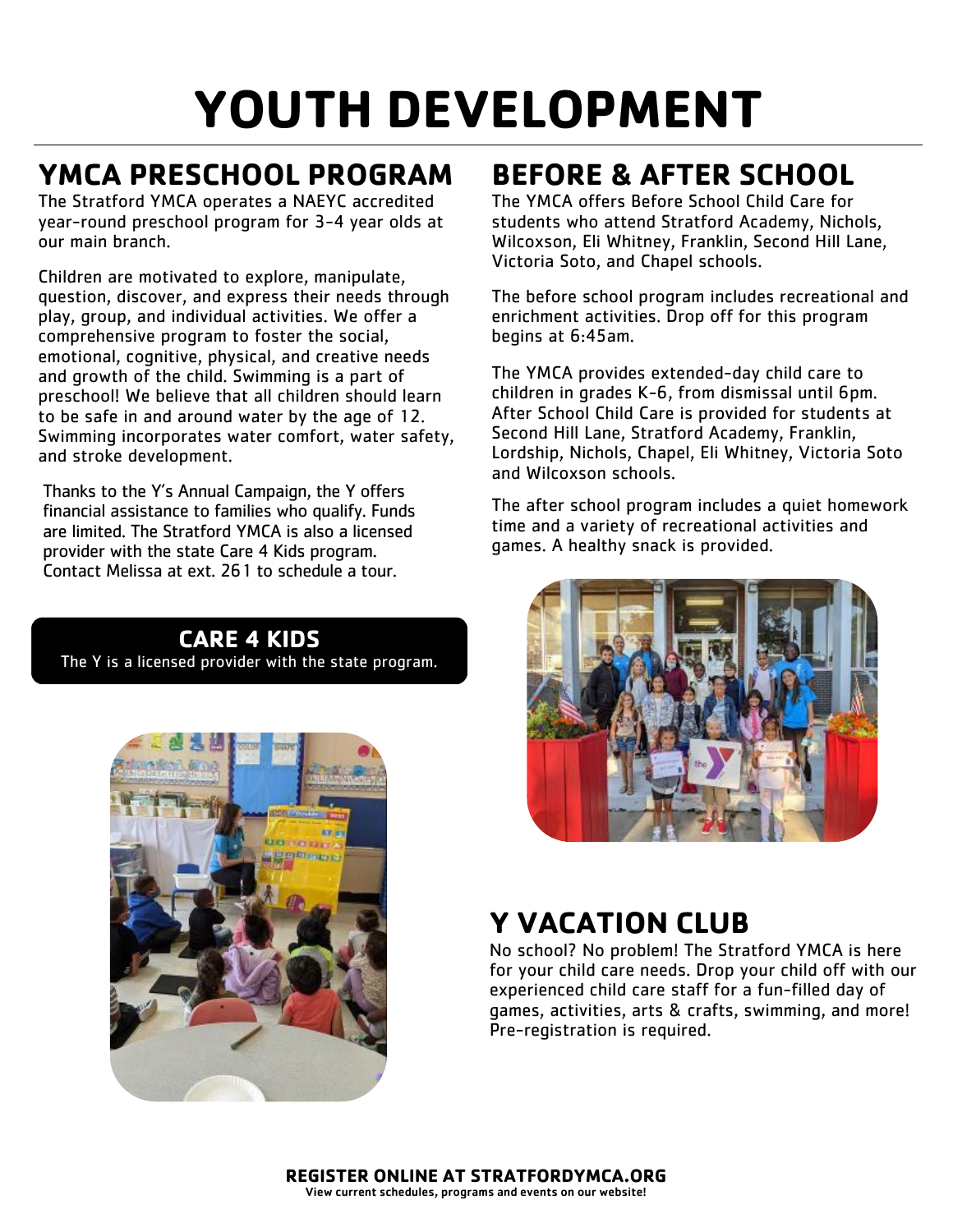# YOUTH DEVELOPMENT

## YMCA PRESCHOOL PROGRAM

The Stratford YMCA operates a NAEYC accredited year-round preschool program for 3-4 year olds at our main branch.

Children are motivated to explore, manipulate, question, discover, and express their needs through play, group, and individual activities. We offer a comprehensive program to foster the social, emotional, cognitive, physical, and creative needs and growth of the child. Swimming is a part of preschool! We believe that all children should learn to be safe in and around water by the age of 12. Swimming incorporates water comfort, water safety, and stroke development.

Thanks to the Y's Annual Campaign, the Y offers financial assistance to families who qualify. Funds are limited. The Stratford YMCA is also a licensed provider with the state Care 4 Kids program. Contact Melissa at ext. 261 to schedule a tour.

**CARE 4 KIDS**
The Y is a licensed provider with the state program.

## BEFORE & AFTER SCHOOL

The YMCA offers Before School Child Care for students who attend Stratford Academy, Nichols, Wilcoxson, Eli Whitney, Franklin, Second Hill Lane, Victoria Soto, and Chapel schools.

The before school program includes recreational and enrichment activities. Drop off for this program begins at 6:45am.

The YMCA provides extended-day child care to children in grades K-6, from dismissal until 6pm. After School Child Care is provided for students at Second Hill Lane, Stratford Academy, Franklin, Lordship, Nichols, Chapel, Eli Whitney, Victoria Soto and Wilcoxson schools.

The after school program includes a quiet homework time and a variety of recreational activities and games. A healthy snack is provided.

## Y VACATION CLUB

No school? No problem! The Stratford YMCA is here for your child care needs. Drop your child off with our experienced child care staff for a fun-filled day of games, activities, arts & crafts, swimming, and more! Pre-registration is required.

**REGISTER ONLINE AT STRATFORDYMCA.ORG**
**View current schedules, programs and events on our website!**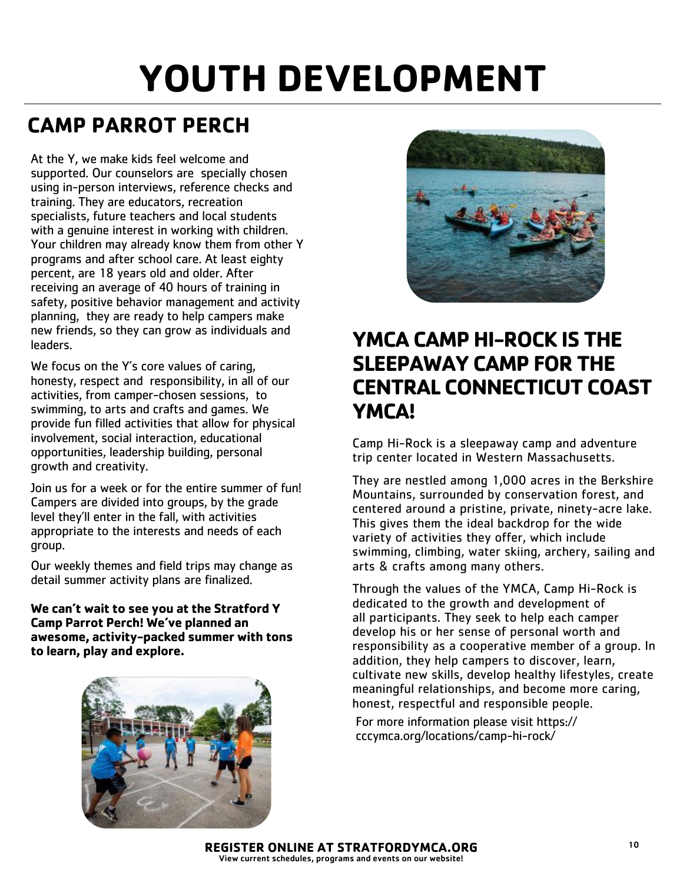# YOUTH DEVELOPMENT

## CAMP PARROT PERCH

At the Y, we make kids feel welcome and supported. Our counselors are specially chosen using in-person interviews, reference checks and training. They are educators, recreation specialists, future teachers and local students with a genuine interest in working with children. Your children may already know them from other Y programs and after school care. At least eighty percent, are 18 years old and older. After receiving an average of 40 hours of training in safety, positive behavior management and activity planning, they are ready to help campers make new friends, so they can grow as individuals and leaders.

We focus on the Y's core values of caring, honesty, respect and responsibility, in all of our activities, from camper-chosen sessions, to swimming, to arts and crafts and games. We provide fun filled activities that allow for physical involvement, social interaction, educational opportunities, leadership building, personal growth and creativity.

Join us for a week or for the entire summer of fun! Campers are divided into groups, by the grade level they'll enter in the fall, with activities appropriate to the interests and needs of each group.

Our weekly themes and field trips may change as detail summer activity plans are finalized.

**We can't wait to see you at the Stratford Y Camp Parrot Perch! We've planned an awesome, activity-packed summer with tons to learn, play and explore.**

## YMCA CAMP HI-ROCK IS THE SLEEPAWAY CAMP FOR THE CENTRAL CONNECTICUT COAST YMCA!

Camp Hi-Rock is a sleepaway camp and adventure trip center located in Western Massachusetts.

They are nestled among 1,000 acres in the Berkshire Mountains, surrounded by conservation forest, and centered around a pristine, private, ninety-acre lake. This gives them the ideal backdrop for the wide variety of activities they offer, which include swimming, climbing, water skiing, archery, sailing and arts & crafts among many others.

Through the values of the YMCA, Camp Hi-Rock is dedicated to the growth and development of all participants. They seek to help each camper develop his or her sense of personal worth and responsibility as a cooperative member of a group. In addition, they help campers to discover, learn, cultivate new skills, develop healthy lifestyles, create meaningful relationships, and become more caring, honest, respectful and responsible people.

For more information please visit https://cccymca.org/locations/camp-hi-rock/

**REGISTER ONLINE AT STRATFORDYMCA.ORG**
View current schedules, programs and events on our website!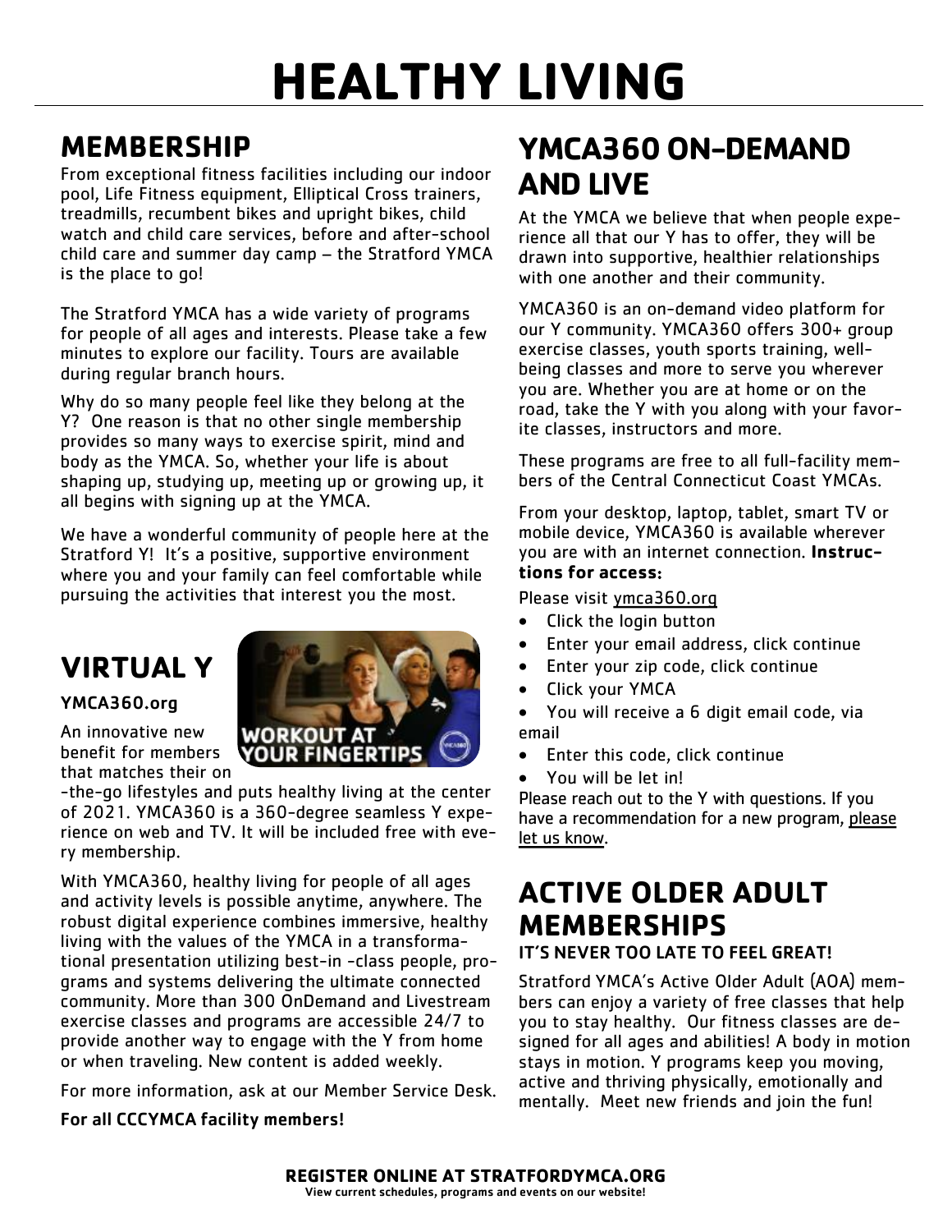# HEALTHY LIVING

## MEMBERSHIP

From exceptional fitness facilities including our indoor pool, Life Fitness equipment, Elliptical Cross trainers, treadmills, recumbent bikes and upright bikes, child watch and child care services, before and after-school child care and summer day camp – the Stratford YMCA is the place to go!

The Stratford YMCA has a wide variety of programs for people of all ages and interests. Please take a few minutes to explore our facility. Tours are available during regular branch hours.

Why do so many people feel like they belong at the Y? One reason is that no other single membership provides so many ways to exercise spirit, mind and body as the YMCA. So, whether your life is about shaping up, studying up, meeting up or growing up, it all begins with signing up at the YMCA.

We have a wonderful community of people here at the Stratford Y! It's a positive, supportive environment where you and your family can feel comfortable while pursuing the activities that interest you the most.

## VIRTUAL Y

**YMCA360.org**

An innovative new benefit for members that matches their on-the-go lifestyles and puts healthy living at the center of 2021. YMCA360 is a 360-degree seamless Y experience on web and TV. It will be included free with every membership.

With YMCA360, healthy living for people of all ages and activity levels is possible anytime, anywhere. The robust digital experience combines immersive, healthy living with the values of the YMCA in a transformational presentation utilizing best-in -class people, programs and systems delivering the ultimate connected community. More than 300 OnDemand and Livestream exercise classes and programs are accessible 24/7 to provide another way to engage with the Y from home or when traveling. New content is added weekly.

For more information, ask at our Member Service Desk.

**For all CCCYMCA facility members!**

## YMCA360 ON-DEMAND AND LIVE

At the YMCA we believe that when people experience all that our Y has to offer, they will be drawn into supportive, healthier relationships with one another and their community.

YMCA360 is an on-demand video platform for our Y community. YMCA360 offers 300+ group exercise classes, youth sports training, well-being classes and more to serve you wherever you are. Whether you are at home or on the road, take the Y with you along with your favorite classes, instructors and more.

These programs are free to all full-facility members of the Central Connecticut Coast YMCAs.

From your desktop, laptop, tablet, smart TV or mobile device, YMCA360 is available wherever you are with an internet connection. **Instructions for access:**

Please visit ymca360.org

- Click the login button
- Enter your email address, click continue
- Enter your zip code, click continue
- Click your YMCA
- You will receive a 6 digit email code, via email
- Enter this code, click continue
- You will be let in!

Please reach out to the Y with questions. If you have a recommendation for a new program, please let us know.

## ACTIVE OLDER ADULT MEMBERSHIPS

**IT'S NEVER TOO LATE TO FEEL GREAT!**

Stratford YMCA's Active Older Adult (AOA) members can enjoy a variety of free classes that help you to stay healthy. Our fitness classes are designed for all ages and abilities! A body in motion stays in motion. Y programs keep you moving, active and thriving physically, emotionally and mentally. Meet new friends and join the fun!

**REGISTER ONLINE AT STRATFORDYMCA.ORG**

**View current schedules, programs and events on our website!**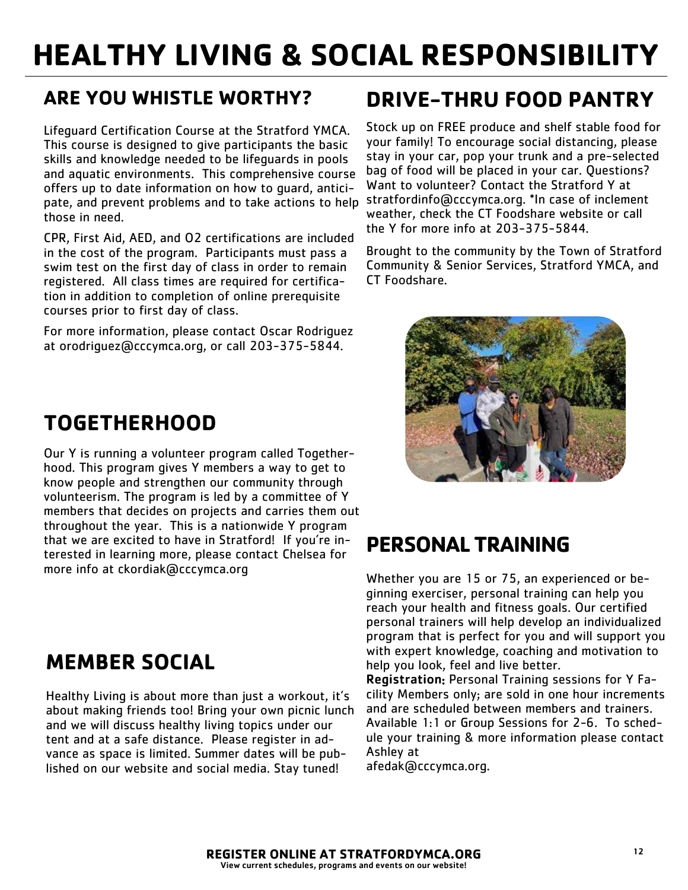# HEALTHY LIVING & SOCIAL RESPONSIBILITY

## ARE YOU WHISTLE WORTHY?

Lifeguard Certification Course at the Stratford YMCA. This course is designed to give participants the basic skills and knowledge needed to be lifeguards in pools and aquatic environments. This comprehensive course offers up to date information on how to guard, anticipate, and prevent problems and to take actions to help those in need.

CPR, First Aid, AED, and O2 certifications are included in the cost of the program. Participants must pass a swim test on the first day of class in order to remain registered. All class times are required for certification in addition to completion of online prerequisite courses prior to first day of class.

For more information, please contact Oscar Rodriguez at orodriguez@cccymca.org, or call 203-375-5844.

## TOGETHERHOOD

Our Y is running a volunteer program called Togetherhood. This program gives Y members a way to get to know people and strengthen our community through volunteerism. The program is led by a committee of Y members that decides on projects and carries them out throughout the year. This is a nationwide Y program that we are excited to have in Stratford! If you're interested in learning more, please contact Chelsea for more info at ckordiak@cccymca.org

## MEMBER SOCIAL

Healthy Living is about more than just a workout, it's about making friends too! Bring your own picnic lunch and we will discuss healthy living topics under our tent and at a safe distance. Please register in advance as space is limited. Summer dates will be published on our website and social media. Stay tuned!

## DRIVE-THRU FOOD PANTRY

Stock up on FREE produce and shelf stable food for your family! To encourage social distancing, please stay in your car, pop your trunk and a pre-selected bag of food will be placed in your car. Questions? Want to volunteer? Contact the Stratford Y at stratfordinfo@cccymca.org. *In case of inclement weather, check the CT Foodshare website or call the Y for more info at 203-375-5844.

Brought to the community by the Town of Stratford Community & Senior Services, Stratford YMCA, and CT Foodshare.

## PERSONAL TRAINING

Whether you are 15 or 75, an experienced or beginning exerciser, personal training can help you reach your health and fitness goals. Our certified personal trainers will help develop an individualized program that is perfect for you and will support you with expert knowledge, coaching and motivation to help you look, feel and live better.

**Registration:** Personal Training sessions for Y Facility Members only; are sold in one hour increments and are scheduled between members and trainers. Available 1:1 or Group Sessions for 2-6. To schedule your training & more information please contact Ashley at afedak@cccymca.org.

**REGISTER ONLINE AT STRATFORDYMCA.ORG**
View current schedules, programs and events on our website!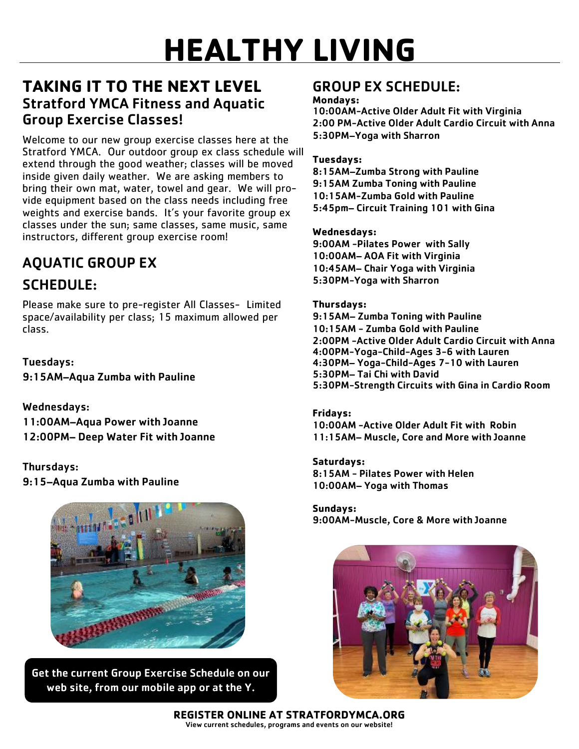# HEALTHY LIVING

## TAKING IT TO THE NEXT LEVEL

### Stratford YMCA Fitness and Aquatic Group Exercise Classes!

Welcome to our new group exercise classes here at the Stratford YMCA. Our outdoor group ex class schedule will extend through the good weather; classes will be moved inside given daily weather. We are asking members to bring their own mat, water, towel and gear. We will provide equipment based on the class needs including free weights and exercise bands. It's your favorite group ex classes under the sun; same classes, same music, same instructors, different group exercise room!

## AQUATIC GROUP EX SCHEDULE:

Please make sure to pre-register All Classes- Limited space/availability per class; 15 maximum allowed per class.

**Tuesdays:**
**9:15AM–Aqua Zumba with Pauline**

**Wednesdays:**
**11:00AM–Aqua Power with Joanne**
**12:00PM– Deep Water Fit with Joanne**

**Thursdays:**
**9:15–Aqua Zumba with Pauline**

**Get the current Group Exercise Schedule on our web site, from our mobile app or at the Y.**

## GROUP EX SCHEDULE:

**Mondays:**
**10:00AM-Active Older Adult Fit with Virginia**
**2:00 PM-Active Older Adult Cardio Circuit with Anna**
**5:30PM–Yoga with Sharron**

**Tuesdays:**
**8:15AM–Zumba Strong with Pauline**
**9:15AM Zumba Toning with Pauline**
**10:15AM-Zumba Gold with Pauline**
**5:45pm– Circuit Training 101 with Gina**

**Wednesdays:**
**9:00AM -Pilates Power with Sally**
**10:00AM– AOA Fit with Virginia**
**10:45AM– Chair Yoga with Virginia**
**5:30PM-Yoga with Sharron**

**Thursdays:**
**9:15AM– Zumba Toning with Pauline**
**10:15AM - Zumba Gold with Pauline**
**2:00PM -Active Older Adult Cardio Circuit with Anna**
**4:00PM-Yoga-Child-Ages 3-6 with Lauren**
**4:30PM– Yoga-Child-Ages 7-10 with Lauren**
**5:30PM– Tai Chi with David**
**5:30PM-Strength Circuits with Gina in Cardio Room**

**Fridays:**
**10:00AM -Active Older Adult Fit with Robin**
**11:15AM– Muscle, Core and More with Joanne**

**Saturdays:**
**8:15AM - Pilates Power with Helen**
**10:00AM– Yoga with Thomas**

**Sundays:**
**9:00AM-Muscle, Core & More with Joanne**

**REGISTER ONLINE AT STRATFORDYMCA.ORG**
**View current schedules, programs and events on our website!**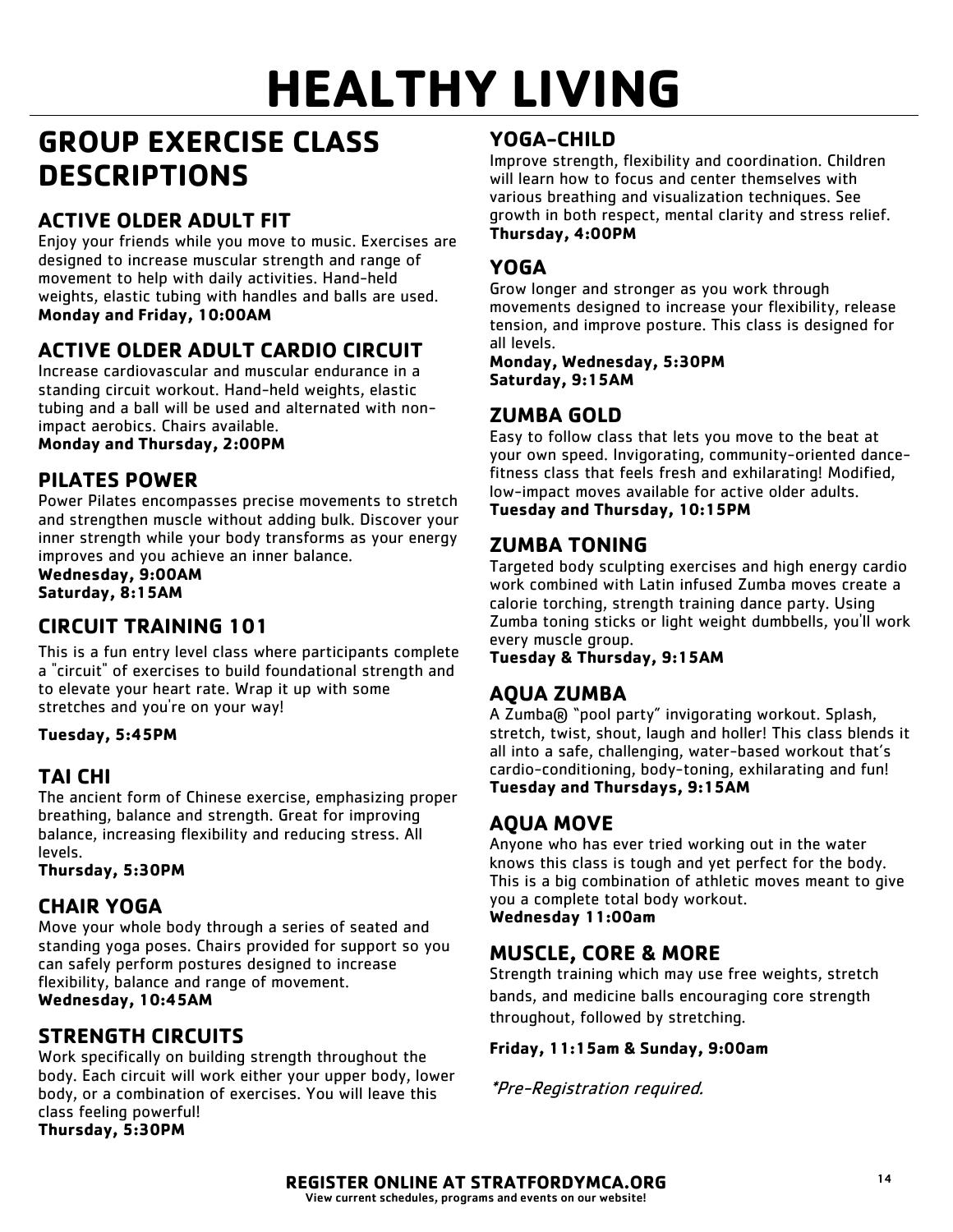# HEALTHY LIVING

## GROUP EXERCISE CLASS DESCRIPTIONS

### ACTIVE OLDER ADULT FIT

Enjoy your friends while you move to music. Exercises are designed to increase muscular strength and range of movement to help with daily activities. Hand-held weights, elastic tubing with handles and balls are used.
**Monday and Friday, 10:00AM**

### ACTIVE OLDER ADULT CARDIO CIRCUIT

Increase cardiovascular and muscular endurance in a standing circuit workout. Hand-held weights, elastic tubing and a ball will be used and alternated with non-impact aerobics. Chairs available.
**Monday and Thursday, 2:00PM**

### PILATES POWER

Power Pilates encompasses precise movements to stretch and strengthen muscle without adding bulk. Discover your inner strength while your body transforms as your energy improves and you achieve an inner balance.
**Wednesday, 9:00AM**
**Saturday, 8:15AM**

### CIRCUIT TRAINING 101

This is a fun entry level class where participants complete a "circuit" of exercises to build foundational strength and to elevate your heart rate. Wrap it up with some stretches and you're on your way!

**Tuesday, 5:45PM**

### TAI CHI

The ancient form of Chinese exercise, emphasizing proper breathing, balance and strength. Great for improving balance, increasing flexibility and reducing stress. All levels.
**Thursday, 5:30PM**

### CHAIR YOGA

Move your whole body through a series of seated and standing yoga poses. Chairs provided for support so you can safely perform postures designed to increase flexibility, balance and range of movement.
**Wednesday, 10:45AM**

### STRENGTH CIRCUITS

Work specifically on building strength throughout the body. Each circuit will work either your upper body, lower body, or a combination of exercises. You will leave this class feeling powerful!
**Thursday, 5:30PM**

### YOGA-CHILD

Improve strength, flexibility and coordination. Children will learn how to focus and center themselves with various breathing and visualization techniques. See growth in both respect, mental clarity and stress relief.
**Thursday, 4:00PM**

### YOGA

Grow longer and stronger as you work through movements designed to increase your flexibility, release tension, and improve posture. This class is designed for all levels.
**Monday, Wednesday, 5:30PM**
**Saturday, 9:15AM**

### ZUMBA GOLD

Easy to follow class that lets you move to the beat at your own speed. Invigorating, community-oriented dance-fitness class that feels fresh and exhilarating! Modified, low-impact moves available for active older adults.
**Tuesday and Thursday, 10:15PM**

### ZUMBA TONING

Targeted body sculpting exercises and high energy cardio work combined with Latin infused Zumba moves create a calorie torching, strength training dance party. Using Zumba toning sticks or light weight dumbbells, you'll work every muscle group.
**Tuesday & Thursday, 9:15AM**

### AQUA ZUMBA

A Zumba® "pool party" invigorating workout. Splash, stretch, twist, shout, laugh and holler! This class blends it all into a safe, challenging, water-based workout that's cardio-conditioning, body-toning, exhilarating and fun!
**Tuesday and Thursdays, 9:15AM**

### AQUA MOVE

Anyone who has ever tried working out in the water knows this class is tough and yet perfect for the body. This is a big combination of athletic moves meant to give you a complete total body workout.
**Wednesday 11:00am**

### MUSCLE, CORE & MORE

Strength training which may use free weights, stretch bands, and medicine balls encouraging core strength throughout, followed by stretching.

**Friday, 11:15am & Sunday, 9:00am**

*\*Pre-Registration required.*

**REGISTER ONLINE AT STRATFORDYMCA.ORG**
**View current schedules, programs and events on our website!**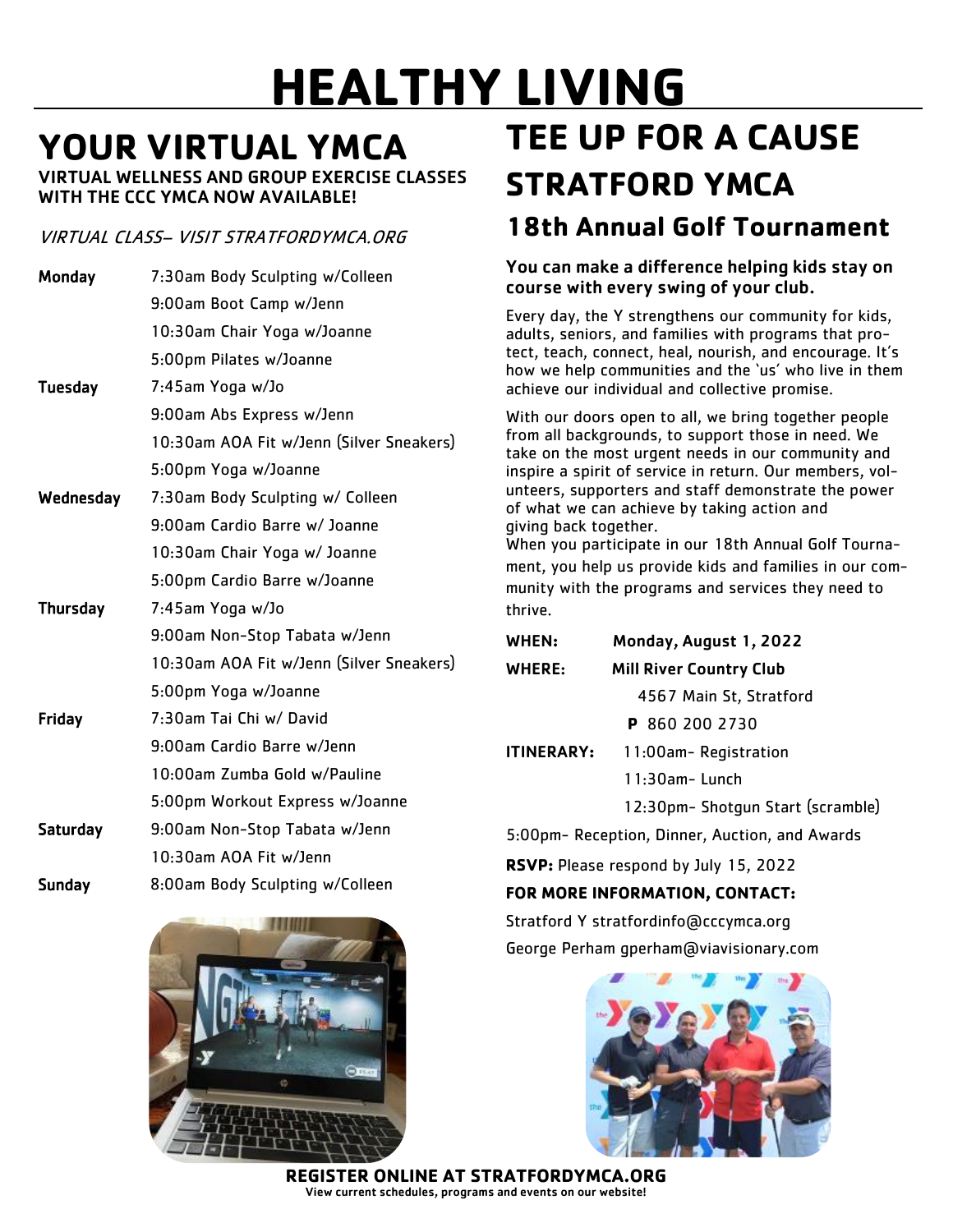# HEALTHY LIVING

## YOUR VIRTUAL YMCA

**VIRTUAL WELLNESS AND GROUP EXERCISE CLASSES WITH THE CCC YMCA NOW AVAILABLE!**

*VIRTUAL CLASS– VISIT STRATFORDYMCA.ORG*

| | |
|---|---|
| **Monday** | 7:30am Body Sculpting w/Colleen |
| | 9:00am Boot Camp w/Jenn |
| | 10:30am Chair Yoga w/Joanne |
| | 5:00pm Pilates w/Joanne |
| **Tuesday** | 7:45am Yoga w/Jo |
| | 9:00am Abs Express w/Jenn |
| | 10:30am AOA Fit w/Jenn (Silver Sneakers) |
| | 5:00pm Yoga w/Joanne |
| **Wednesday** | 7:30am Body Sculpting w/ Colleen |
| | 9:00am Cardio Barre w/ Joanne |
| | 10:30am Chair Yoga w/ Joanne |
| | 5:00pm Cardio Barre w/Joanne |
| **Thursday** | 7:45am Yoga w/Jo |
| | 9:00am Non-Stop Tabata w/Jenn |
| | 10:30am AOA Fit w/Jenn (Silver Sneakers) |
| | 5:00pm Yoga w/Joanne |
| **Friday** | 7:30am Tai Chi w/ David |
| | 9:00am Cardio Barre w/Jenn |
| | 10:00am Zumba Gold w/Pauline |
| | 5:00pm Workout Express w/Joanne |
| **Saturday** | 9:00am Non-Stop Tabata w/Jenn |
| | 10:30am AOA Fit w/Jenn |
| **Sunday** | 8:00am Body Sculpting w/Colleen |

## TEE UP FOR A CAUSE STRATFORD YMCA

### 18th Annual Golf Tournament

**You can make a difference helping kids stay on course with every swing of your club.**

Every day, the Y strengthens our community for kids, adults, seniors, and families with programs that protect, teach, connect, heal, nourish, and encourage. It's how we help communities and the 'us' who live in them achieve our individual and collective promise.

With our doors open to all, we bring together people from all backgrounds, to support those in need. We take on the most urgent needs in our community and inspire a spirit of service in return. Our members, volunteers, supporters and staff demonstrate the power of what we can achieve by taking action and giving back together.

When you participate in our 18th Annual Golf Tournament, you help us provide kids and families in our community with the programs and services they need to thrive.

**WHEN:** **Monday, August 1, 2022**

**WHERE:** **Mill River Country Club**
4567 Main St, Stratford
**P** 860 200 2730

**ITINERARY:**
11:00am- Registration
11:30am- Lunch
12:30pm- Shotgun Start (scramble)
5:00pm- Reception, Dinner, Auction, and Awards

**RSVP:** Please respond by July 15, 2022

**FOR MORE INFORMATION, CONTACT:**

Stratford Y stratfordinfo@cccymca.org

George Perham gperham@viavisionary.com

**REGISTER ONLINE AT STRATFORDYMCA.ORG**

**View current schedules, programs and events on our website!**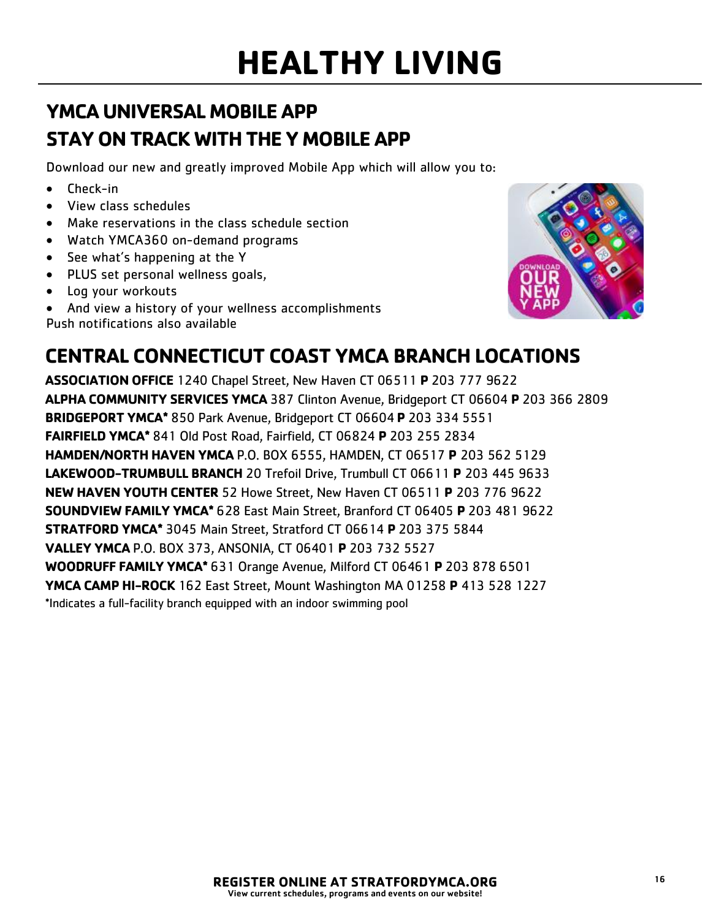# HEALTHY LIVING

## YMCA UNIVERSAL MOBILE APP

## STAY ON TRACK WITH THE Y MOBILE APP

Download our new and greatly improved Mobile App which will allow you to:

- Check-in
- View class schedules
- Make reservations in the class schedule section
- Watch YMCA360 on-demand programs
- See what's happening at the Y
- PLUS set personal wellness goals,
- Log your workouts
- And view a history of your wellness accomplishments

Push notifications also available

## CENTRAL CONNECTICUT COAST YMCA BRANCH LOCATIONS

**ASSOCIATION OFFICE** 1240 Chapel Street, New Haven CT 06511 **P** 203 777 9622
**ALPHA COMMUNITY SERVICES YMCA** 387 Clinton Avenue, Bridgeport CT 06604 **P** 203 366 2809
**BRIDGEPORT YMCA*** 850 Park Avenue, Bridgeport CT 06604 **P** 203 334 5551
**FAIRFIELD YMCA*** 841 Old Post Road, Fairfield, CT 06824 **P** 203 255 2834
**HAMDEN/NORTH HAVEN YMCA** P.O. BOX 6555, HAMDEN, CT 06517 **P** 203 562 5129
**LAKEWOOD-TRUMBULL BRANCH** 20 Trefoil Drive, Trumbull CT 06611 **P** 203 445 9633
**NEW HAVEN YOUTH CENTER** 52 Howe Street, New Haven CT 06511 **P** 203 776 9622
**SOUNDVIEW FAMILY YMCA*** 628 East Main Street, Branford CT 06405 **P** 203 481 9622
**STRATFORD YMCA*** 3045 Main Street, Stratford CT 06614 **P** 203 375 5844
**VALLEY YMCA** P.O. BOX 373, ANSONIA, CT 06401 **P** 203 732 5527
**WOODRUFF FAMILY YMCA*** 631 Orange Avenue, Milford CT 06461 **P** 203 878 6501
**YMCA CAMP HI-ROCK** 162 East Street, Mount Washington MA 01258 **P** 413 528 1227

*Indicates a full-facility branch equipped with an indoor swimming pool

**REGISTER ONLINE AT STRATFORDYMCA.ORG**
View current schedules, programs and events on our website!